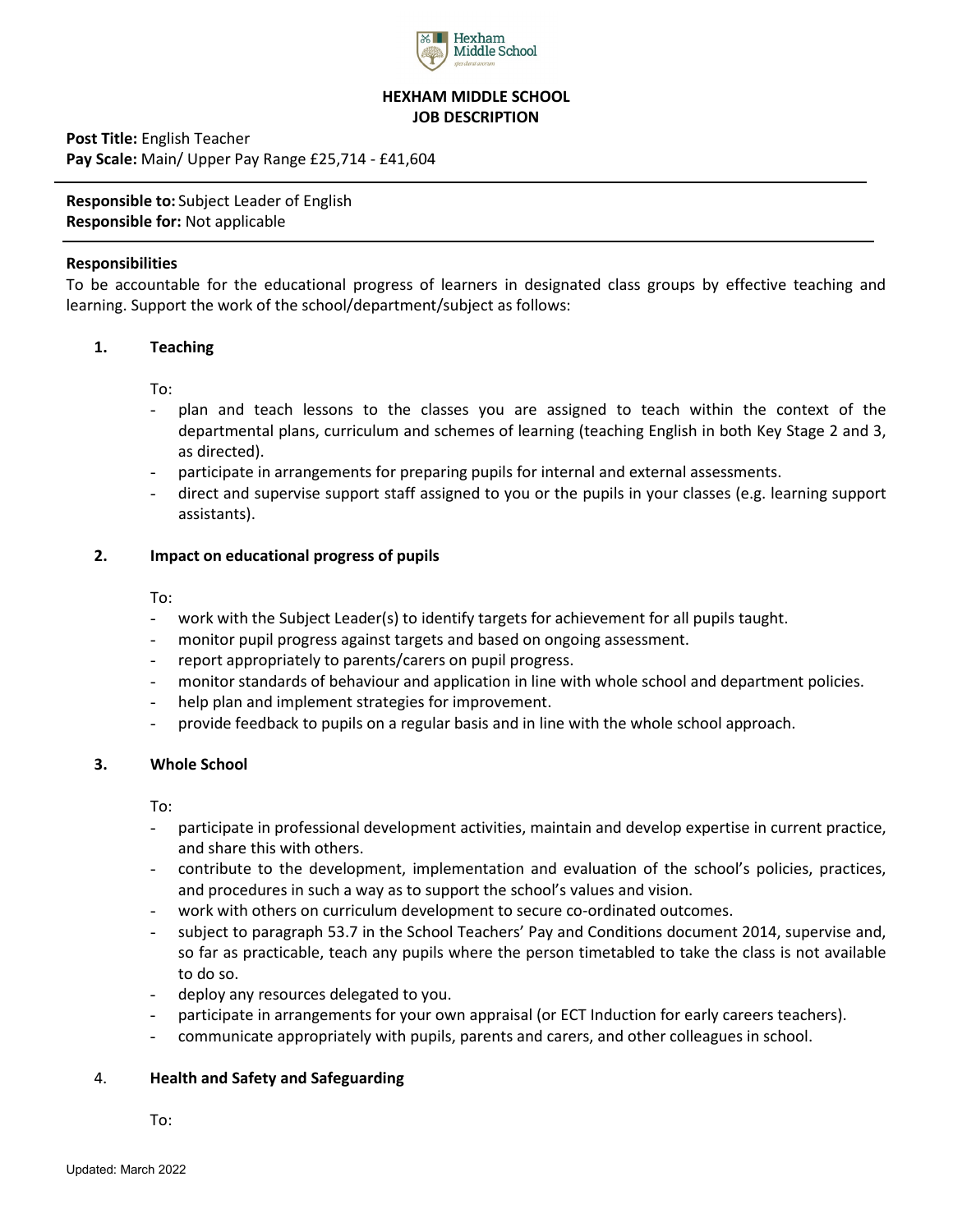# HEXHAM MIDDLE SCHOOL
## JOB DESCRIPTION

**Post Title:** English Teacher
**Pay Scale:** Main/ Upper Pay Range £25,714 - £41,604

---

**Responsible to:** Subject Leader of English
**Responsible for:** Not applicable

---

**Responsibilities**

To be accountable for the educational progress of learners in designated class groups by effective teaching and learning. Support the work of the school/department/subject as follows:

### 1. Teaching

To:

- plan and teach lessons to the classes you are assigned to teach within the context of the departmental plans, curriculum and schemes of learning (teaching English in both Key Stage 2 and 3, as directed).
- participate in arrangements for preparing pupils for internal and external assessments.
- direct and supervise support staff assigned to you or the pupils in your classes (e.g. learning support assistants).

### 2. Impact on educational progress of pupils

To:

- work with the Subject Leader(s) to identify targets for achievement for all pupils taught.
- monitor pupil progress against targets and based on ongoing assessment.
- report appropriately to parents/carers on pupil progress.
- monitor standards of behaviour and application in line with whole school and department policies.
- help plan and implement strategies for improvement.
- provide feedback to pupils on a regular basis and in line with the whole school approach.

### 3. Whole School

To:

- participate in professional development activities, maintain and develop expertise in current practice, and share this with others.
- contribute to the development, implementation and evaluation of the school's policies, practices, and procedures in such a way as to support the school's values and vision.
- work with others on curriculum development to secure co-ordinated outcomes.
- subject to paragraph 53.7 in the School Teachers' Pay and Conditions document 2014, supervise and, so far as practicable, teach any pupils where the person timetabled to take the class is not available to do so.
- deploy any resources delegated to you.
- participate in arrangements for your own appraisal (or ECT Induction for early careers teachers).
- communicate appropriately with pupils, parents and carers, and other colleagues in school.

### 4. Health and Safety and Safeguarding

To: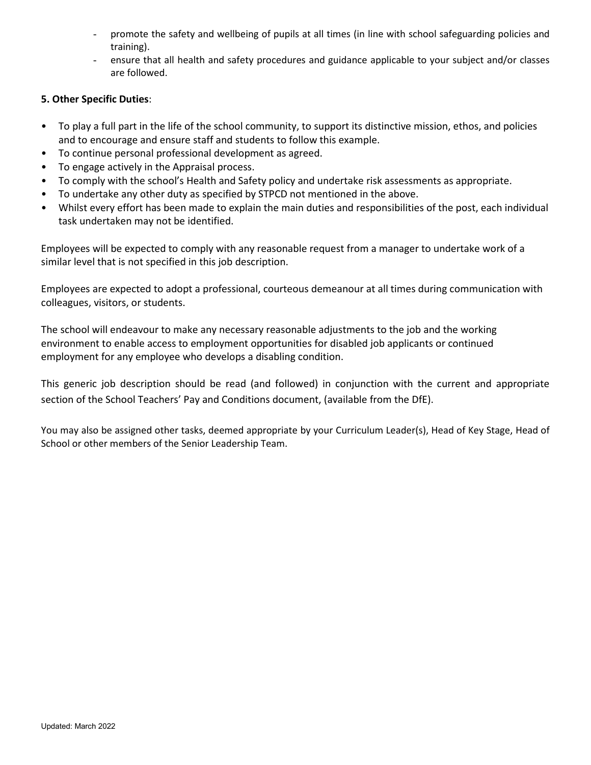- promote the safety and wellbeing of pupils at all times (in line with school safeguarding policies and training).
- ensure that all health and safety procedures and guidance applicable to your subject and/or classes are followed.

**5. Other Specific Duties**:

- To play a full part in the life of the school community, to support its distinctive mission, ethos, and policies and to encourage and ensure staff and students to follow this example.
- To continue personal professional development as agreed.
- To engage actively in the Appraisal process.
- To comply with the school's Health and Safety policy and undertake risk assessments as appropriate.
- To undertake any other duty as specified by STPCD not mentioned in the above.
- Whilst every effort has been made to explain the main duties and responsibilities of the post, each individual task undertaken may not be identified.

Employees will be expected to comply with any reasonable request from a manager to undertake work of a similar level that is not specified in this job description.

Employees are expected to adopt a professional, courteous demeanour at all times during communication with colleagues, visitors, or students.

The school will endeavour to make any necessary reasonable adjustments to the job and the working environment to enable access to employment opportunities for disabled job applicants or continued employment for any employee who develops a disabling condition.

This generic job description should be read (and followed) in conjunction with the current and appropriate section of the School Teachers' Pay and Conditions document, (available from the DfE).

You may also be assigned other tasks, deemed appropriate by your Curriculum Leader(s), Head of Key Stage, Head of School or other members of the Senior Leadership Team.

Updated: March 2022